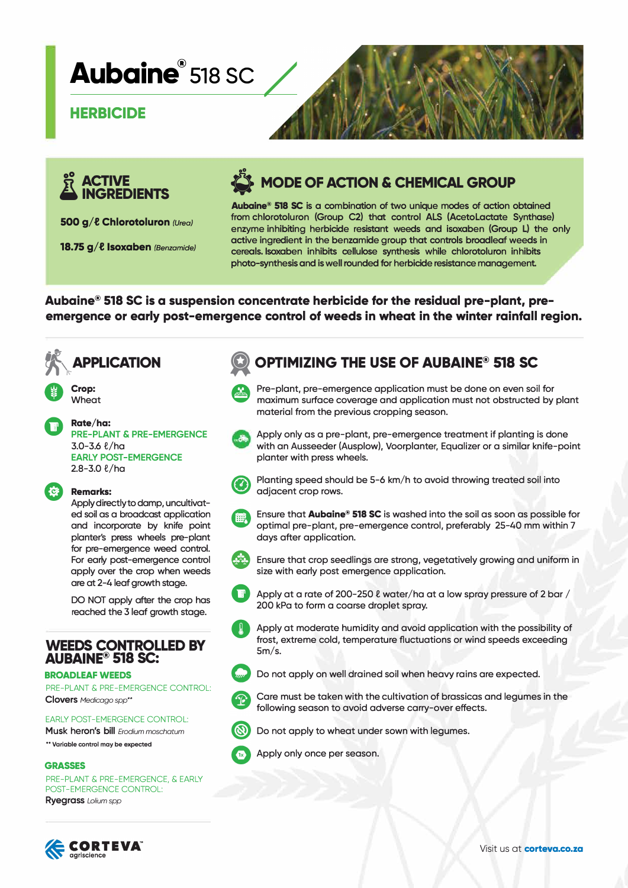# Aubaine® 518 SC

## HERBICIDE

### ACTIVE INGREDIENTS

**500 g/ℓ Chlorotoluron** *(Urea)*

**18.75 g/ℓ Isoxaben** *(Benzamide)*

### MODE OF ACTION & CHEMICAL GROUP

**Aubaine® 518 SC** is a combination of two unique modes of action obtained from chlorotoluron (Group C2) that control ALS (AcetoLactate Synthase) enzyme inhibiting herbicide resistant weeds and isoxaben (Group L) the only active ingredient in the benzamide group that controls broadleaf weeds in cereals. Isoxaben inhibits cellulose synthesis while chlorotoluron inhibits photo-synthesis and is well rounded for herbicide resistance management.

**Aubaine® 518 SC is a suspension concentrate herbicide for the residual pre-plant, pre-emergence or early post-emergence control of weeds in wheat in the winter rainfall region.**

## APPLICATION

**Crop:**
Wheat

**Rate/ha:**
PRE-PLANT & PRE-EMERGENCE
3.0-3.6 ℓ/ha
EARLY POST-EMERGENCE
2.8-3.0 ℓ/ha

**Remarks:**
Apply directly to damp, uncultivated soil as a broadcast application and incorporate by knife point planter's press wheels pre-plant for pre-emergence weed control. For early post-emergence control apply over the crop when weeds are at 2-4 leaf growth stage.

DO NOT apply after the crop has reached the 3 leaf growth stage.

## WEEDS CONTROLLED BY AUBAINE® 518 SC:

### BROADLEAF WEEDS

PRE-PLANT & PRE-EMERGENCE CONTROL:
Clovers *Medicago spp*\*\*

EARLY POST-EMERGENCE CONTROL:
Musk heron's bill *Erodium moschatum*

\*\* Variable control may be expected

### GRASSES

PRE-PLANT & PRE-EMERGENCE, & EARLY POST-EMERGENCE CONTROL:
Ryegrass *Lolium spp*

## OPTIMIZING THE USE OF AUBAINE® 518 SC

- Pre-plant, pre-emergence application must be done on even soil for maximum surface coverage and application must not obstructed by plant material from the previous cropping season.
- Apply only as a pre-plant, pre-emergence treatment if planting is done with an Ausseeder (Ausplow), Voorplanter, Equalizer or a similar knife-point planter with press wheels.
- Planting speed should be 5-6 km/h to avoid throwing treated soil into adjacent crop rows.
- Ensure that **Aubaine® 518 SC** is washed into the soil as soon as possible for optimal pre-plant, pre-emergence control, preferably 25-40 mm within 7 days after application.
- Ensure that crop seedlings are strong, vegetatively growing and uniform in size with early post emergence application.
- Apply at a rate of 200-250 ℓ water/ha at a low spray pressure of 2 bar / 200 kPa to form a coarse droplet spray.
- Apply at moderate humidity and avoid application with the possibility of frost, extreme cold, temperature fluctuations or wind speeds exceeding 5m/s.
- Do not apply on well drained soil when heavy rains are expected.
- Care must be taken with the cultivation of brassicas and legumes in the following season to avoid adverse carry-over effects.
- Do not apply to wheat under sown with legumes.
- Apply only once per season.

CORTEVA agriscience

Visit us at **corteva.co.za**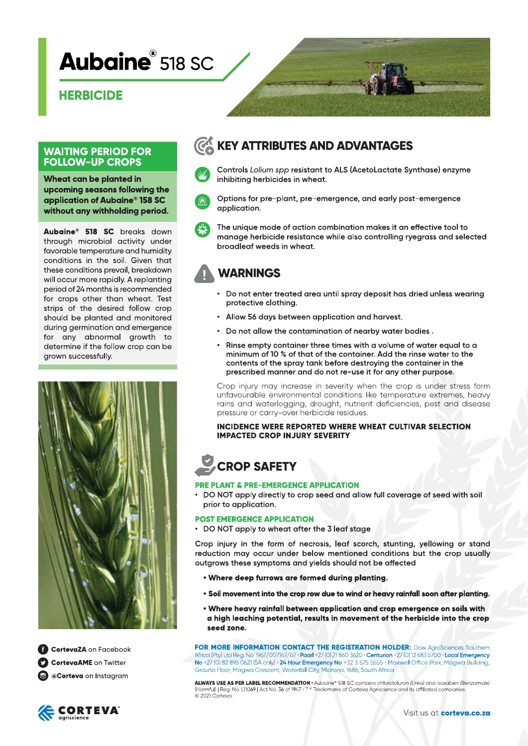# Aubaine® 518 SC

## HERBICIDE

## WAITING PERIOD FOR FOLLOW-UP CROPS

**Wheat can be planted in upcoming seasons following the application of Aubaine® 158 SC without any withholding period.**

**Aubaine® 518 SC** breaks down through microbial activity under favorable temperature and humidity conditions in the soil. Given that these conditions prevail, breakdown will occur more rapidly. A replanting period of 24 months is recommended for crops other than wheat. Test strips of the desired follow crop should be planted and monitored during germination and emergence for any abnormal growth to determine if the follow crop can be grown successfully.

## KEY ATTRIBUTES AND ADVANTAGES

- Controls *Lolium spp* resistant to ALS (AcetoLactate Synthase) enzyme inhibiting herbicides in wheat.
- Options for pre-plant, pre-emergence, and early post-emergence application.
- The unique mode of action combination makes it an effective tool to manage herbicide resistance while also controlling ryegrass and selected broadleaf weeds in wheat.

## WARNINGS

- Do not enter treated area until spray deposit has dried unless wearing protective clothing.
- Allow 56 days between application and harvest.
- Do not allow the contamination of nearby water bodies .
- Rinse empty container three times with a volume of water equal to a minimum of 10 % of that of the container. Add the rinse water to the contents of the spray tank before destroying the container in the prescribed manner and do not re-use it for any other purpose.

Crop injury may increase in severity when the crop is under stress form unfavourable environmental conditions like temperature extremes, heavy rains and waterlogging, drought, nutrient deficiencies, pest and disease pressure or carry-over herbicide residues.

**INCIDENCE WERE REPORTED WHERE WHEAT CULTIVAR SELECTION IMPACTED CROP INJURY SEVERITY**

## CROP SAFETY

### PRE PLANT & PRE-EMERGENCE APPLICATION

- DO NOT apply directly to crop seed and allow full coverage of seed with soil prior to application.

### POST EMERGENCE APPLICATION

- DO NOT apply to wheat after the 3 leaf stage

Crop injury in the form of necrosis, leaf scorch, stunting, yellowing or stand reduction may occur under below mentioned conditions but the crop usually outgrows these symptoms and yields should not be affected

- **Where deep furrows are formed during planting.**
- **Soil movement into the crop row due to wind or heavy rainfall soon after planting.**
- **Where heavy rainfall between application and crop emergence on soils with a high leaching potential, results in movement of the herbicide into the crop seed zone.**

**FOR MORE INFORMATION CONTACT THE REGISTRATION HOLDER:** Dow AgroSciences Southern Africa (Pty) Ltd Reg. No 1967/007147/07 · **Paarl** +27 (0) 21 860 3620 · **Centurion** +27 (0) 12 683 5700 · **Local Emergency No** +27 (0) 82 895 0621 (SA only) · **24 Hour Emergency No** +32 3 575 5555 · Maxwell Office Park, Magwa Building, Ground Floor, Magwa Crescent, Waterfall City, Midrand, 1686, South Africa

**ALWAYS USE AS PER LABEL RECOMMENDATION** · Aubaine® 518 SC contains chlorotoluron *(Urea)* and isoxaben *(Benzamide)* (Harmful) | Reg. No. L11069 | Act No. 36 of 1947 · ™ ® Trademarks of Corteva Agriscience and its affiliated companies. © 2021 Corteva.

**CortevaZA** on Facebook
**CortevaAME** on Twitter
**@Corteva** on Instagram

CORTEVA agriscience

Visit us at **corteva.co.za**